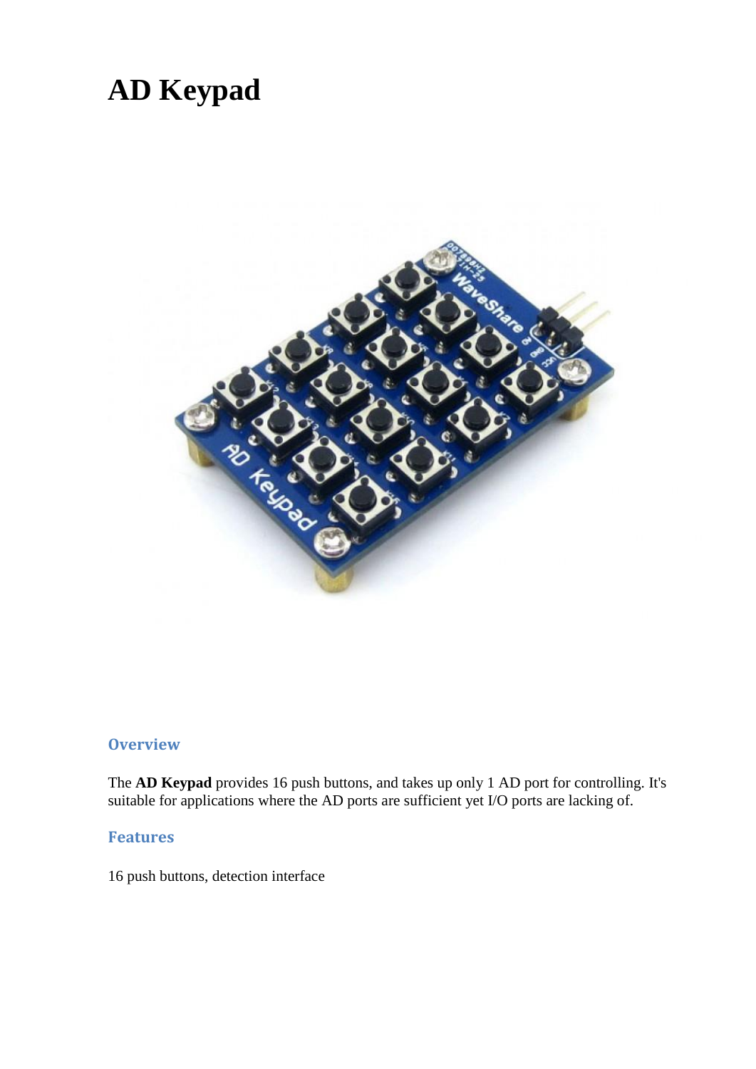# AD Keypad

## Overview

The **AD Keypad** provides 16 push buttons, and takes up only 1 AD port for controlling. It's suitable for applications where the AD ports are sufficient yet I/O ports are lacking of.

## Features

16 push buttons, detection interface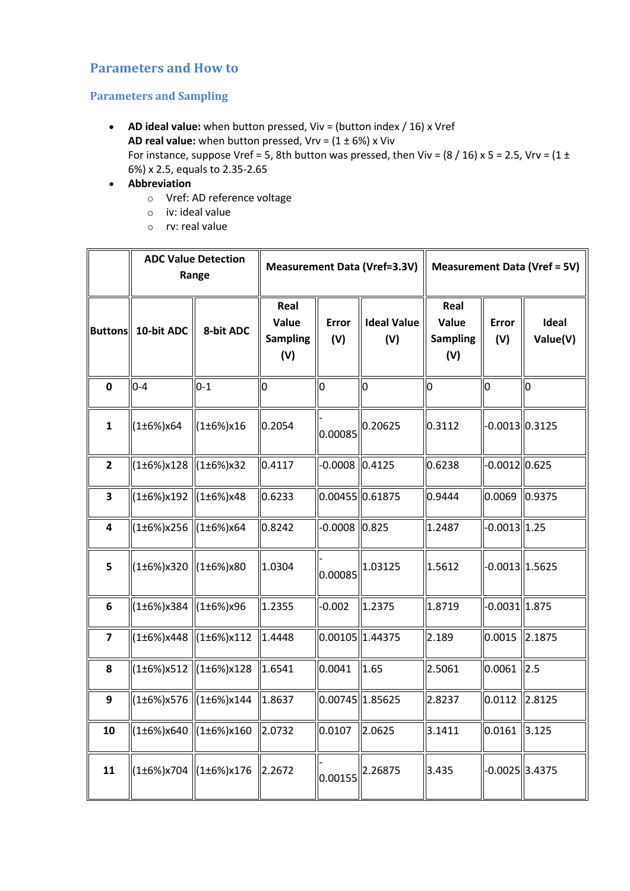## Parameters and How to

### Parameters and Sampling

- **AD ideal value:** when button pressed, Viv = (button index / 16) x Vref
  **AD real value:** when button pressed, Vrv = (1 ± 6%) x Viv
  For instance, suppose Vref = 5, 8th button was pressed, then Viv = (8 / 16) x 5 = 2.5, Vrv = (1 ± 6%) x 2.5, equals to 2.35-2.65
- **Abbreviation**
  - Vref: AD reference voltage
  - iv: ideal value
  - rv: real value

| | ADC Value Detection Range | | Measurement Data (Vref=3.3V) | | | Measurement Data (Vref = 5V) | | |
|---|---|---|---|---|---|---|---|---|
| **Buttons** | **10-bit ADC** | **8-bit ADC** | **Real Value Sampling (V)** | **Error (V)** | **Ideal Value (V)** | **Real Value Sampling (V)** | **Error (V)** | **Ideal Value(V)** |
| **0** | 0-4 | 0-1 | 0 | 0 | 0 | 0 | 0 | 0 |
| **1** | (1±6%)x64 | (1±6%)x16 | 0.2054 | -0.00085 | 0.20625 | 0.3112 | -0.0013 | 0.3125 |
| **2** | (1±6%)x128 | (1±6%)x32 | 0.4117 | -0.0008 | 0.4125 | 0.6238 | -0.0012 | 0.625 |
| **3** | (1±6%)x192 | (1±6%)x48 | 0.6233 | 0.00455 | 0.61875 | 0.9444 | 0.0069 | 0.9375 |
| **4** | (1±6%)x256 | (1±6%)x64 | 0.8242 | -0.0008 | 0.825 | 1.2487 | -0.0013 | 1.25 |
| **5** | (1±6%)x320 | (1±6%)x80 | 1.0304 | -0.00085 | 1.03125 | 1.5612 | -0.0013 | 1.5625 |
| **6** | (1±6%)x384 | (1±6%)x96 | 1.2355 | -0.002 | 1.2375 | 1.8719 | -0.0031 | 1.875 |
| **7** | (1±6%)x448 | (1±6%)x112 | 1.4448 | 0.00105 | 1.44375 | 2.189 | 0.0015 | 2.1875 |
| **8** | (1±6%)x512 | (1±6%)x128 | 1.6541 | 0.0041 | 1.65 | 2.5061 | 0.0061 | 2.5 |
| **9** | (1±6%)x576 | (1±6%)x144 | 1.8637 | 0.00745 | 1.85625 | 2.8237 | 0.0112 | 2.8125 |
| **10** | (1±6%)x640 | (1±6%)x160 | 2.0732 | 0.0107 | 2.0625 | 3.1411 | 0.0161 | 3.125 |
| **11** | (1±6%)x704 | (1±6%)x176 | 2.2672 | -0.00155 | 2.26875 | 3.435 | -0.0025 | 3.4375 |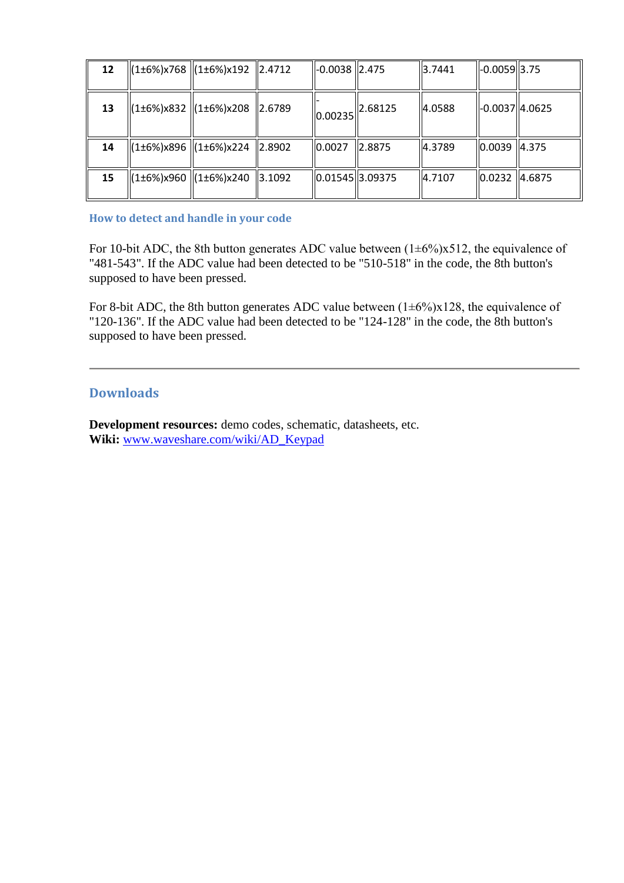| | | | | | | | | |
|---|---|---|---|---|---|---|---|---|
| **12** | (1±6%)x768 | (1±6%)x192 | 2.4712 | -0.0038 | 2.475 | 3.7441 | -0.0059 | 3.75 |
| **13** | (1±6%)x832 | (1±6%)x208 | 2.6789 | -0.00235 | 2.68125 | 4.0588 | -0.0037 | 4.0625 |
| **14** | (1±6%)x896 | (1±6%)x224 | 2.8902 | 0.0027 | 2.8875 | 4.3789 | 0.0039 | 4.375 |
| **15** | (1±6%)x960 | (1±6%)x240 | 3.1092 | 0.01545 | 3.09375 | 4.7107 | 0.0232 | 4.6875 |

### How to detect and handle in your code

For 10-bit ADC, the 8th button generates ADC value between (1±6%)x512, the equivalence of "481-543". If the ADC value had been detected to be "510-518" in the code, the 8th button's supposed to have been pressed.

For 8-bit ADC, the 8th button generates ADC value between (1±6%)x128, the equivalence of "120-136". If the ADC value had been detected to be "124-128" in the code, the 8th button's supposed to have been pressed.

---

## Downloads

**Development resources:** demo codes, schematic, datasheets, etc.
**Wiki:** [www.waveshare.com/wiki/AD_Keypad](www.waveshare.com/wiki/AD_Keypad)